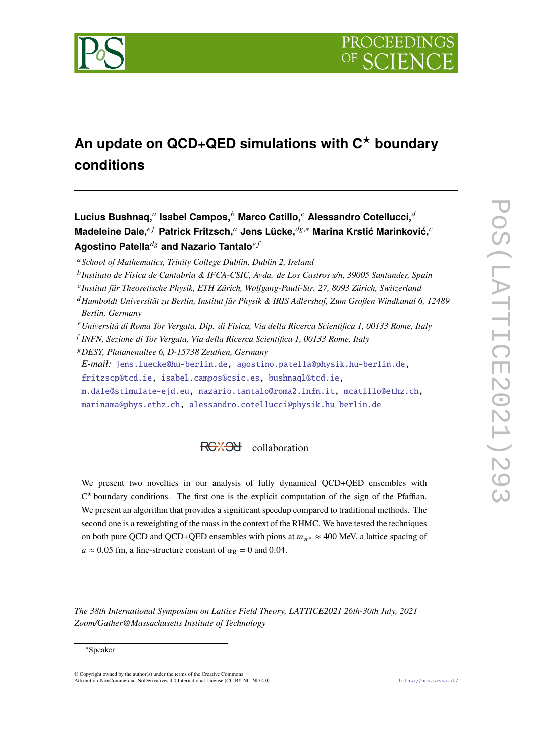# An update on QCD+QED simulations with C$^\star$ boundary conditions

**Lucius Bushnaq,**[a] **Isabel Campos,**[b] **Marco Catillo,**[c] **Alessandro Cotellucci,**[d] **Madeleine Dale,**[ef] **Patrick Fritzsch,**[a] **Jens Lücke,**[dg,*] **Marina Krstić Marinković,**[c] **Agostino Patella**[dg] **and Nazario Tantalo**[ef]

[a] *School of Mathematics, Trinity College Dublin, Dublin 2, Ireland*

[b] *Instituto de Física de Cantabria & IFCA-CSIC, Avda. de Los Castros s/n, 39005 Santander, Spain*

[c] *Institut für Theoretische Physik, ETH Zürich, Wolfgang-Pauli-Str. 27, 8093 Zürich, Switzerland*

[d] *Humboldt Universität zu Berlin, Institut für Physik & IRIS Adlershof, Zum Großen Windkanal 6, 12489 Berlin, Germany*

[e] *Università di Roma Tor Vergata, Dip. di Fisica, Via della Ricerca Scientifica 1, 00133 Rome, Italy*

[f] *INFN, Sezione di Tor Vergata, Via della Ricerca Scientifica 1, 00133 Rome, Italy*

[g] *DESY, Platanenallee 6, D-15738 Zeuthen, Germany*

*E-mail:* jens.luecke@hu-berlin.de, agostino.patella@physik.hu-berlin.de, fritzscp@tcd.ie, isabel.campos@csic.es, bushnaql@tcd.ie, m.dale@stimulate-ejd.eu, nazario.tantalo@roma2.infn.it, mcatillo@ethz.ch, marinama@phys.ethz.ch, alessandro.cotellucci@physik.hu-berlin.de

RC*RC collaboration

We present two novelties in our analysis of fully dynamical QCD+QED ensembles with C$^\star$ boundary conditions. The first one is the explicit computation of the sign of the Pfaffian. We present an algorithm that provides a significant speedup compared to traditional methods. The second one is a reweighting of the mass in the context of the RHMC. We have tested the techniques on both pure QCD and QCD+QED ensembles with pions at $m_{\pi^\pm} \approx 400$ MeV, a lattice spacing of $a \approx 0.05$ fm, a fine-structure constant of $\alpha_R = 0$ and 0.04.

*The 38th International Symposium on Lattice Field Theory, LATTICE2021 26th-30th July, 2021 Zoom/Gather@Massachusetts Institute of Technology*

---

*Speaker

© Copyright owned by the author(s) under the terms of the Creative Commons Attribution-NonCommercial-NoDerivatives 4.0 International License (CC BY-NC-ND 4.0).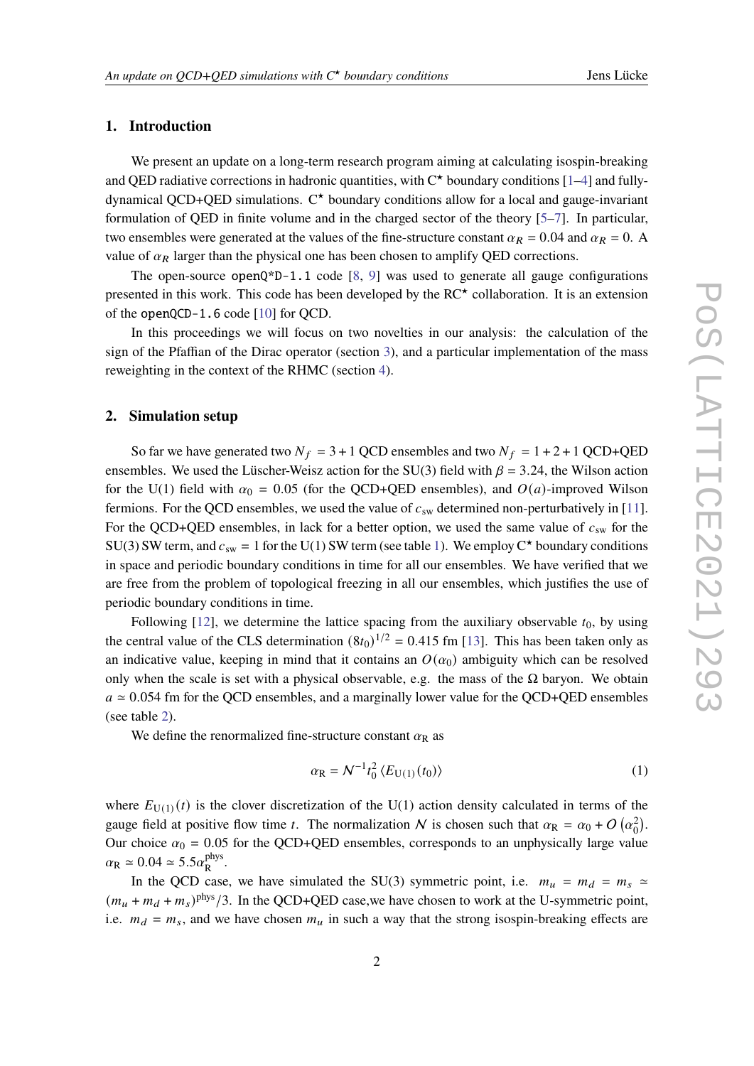## 1. Introduction

We present an update on a long-term research program aiming at calculating isospin-breaking and QED radiative corrections in hadronic quantities, with C⋆ boundary conditions [1–4] and fully-dynamical QCD+QED simulations. C⋆ boundary conditions allow for a local and gauge-invariant formulation of QED in finite volume and in the charged sector of the theory [5–7]. In particular, two ensembles were generated at the values of the fine-structure constant $\alpha_R = 0.04$ and $\alpha_R = 0$. A value of $\alpha_R$ larger than the physical one has been chosen to amplify QED corrections.

The open-source `openQ*D-1.1` code [8, 9] was used to generate all gauge configurations presented in this work. This code has been developed by the RC⋆ collaboration. It is an extension of the `openQCD-1.6` code [10] for QCD.

In this proceedings we will focus on two novelties in our analysis: the calculation of the sign of the Pfaffian of the Dirac operator (section 3), and a particular implementation of the mass reweighting in the context of the RHMC (section 4).

## 2. Simulation setup

So far we have generated two $N_f = 3+1$ QCD ensembles and two $N_f = 1+2+1$ QCD+QED ensembles. We used the Lüscher-Weisz action for the SU(3) field with $\beta = 3.24$, the Wilson action for the U(1) field with $\alpha_0 = 0.05$ (for the QCD+QED ensembles), and $O(a)$-improved Wilson fermions. For the QCD ensembles, we used the value of $c_{\rm sw}$ determined non-perturbatively in [11]. For the QCD+QED ensembles, in lack for a better option, we used the same value of $c_{\rm sw}$ for the SU(3) SW term, and $c_{\rm sw} = 1$ for the U(1) SW term (see table 1). We employ C⋆ boundary conditions in space and periodic boundary conditions in time for all our ensembles. We have verified that we are free from the problem of topological freezing in all our ensembles, which justifies the use of periodic boundary conditions in time.

Following [12], we determine the lattice spacing from the auxiliary observable $t_0$, by using the central value of the CLS determination $(8t_0)^{1/2} = 0.415$ fm [13]. This has been taken only as an indicative value, keeping in mind that it contains an $O(\alpha_0)$ ambiguity which can be resolved only when the scale is set with a physical observable, e.g. the mass of the $\Omega$ baryon. We obtain $a \simeq 0.054$ fm for the QCD ensembles, and a marginally lower value for the QCD+QED ensembles (see table 2).

We define the renormalized fine-structure constant $\alpha_{\rm R}$ as

$$\alpha_{\rm R} = \mathcal{N}^{-1} t_0^2 \left\langle E_{\rm U(1)}(t_0) \right\rangle \tag{1}$$

where $E_{\rm U(1)}(t)$ is the clover discretization of the U(1) action density calculated in terms of the gauge field at positive flow time $t$. The normalization $\mathcal{N}$ is chosen such that $\alpha_{\rm R} = \alpha_0 + O\left(\alpha_0^2\right)$. Our choice $\alpha_0 = 0.05$ for the QCD+QED ensembles, corresponds to an unphysically large value $\alpha_{\rm R} \simeq 0.04 \simeq 5.5\alpha_{\rm R}^{\rm phys}$.

In the QCD case, we have simulated the SU(3) symmetric point, i.e. $m_u = m_d = m_s \simeq (m_u + m_d + m_s)^{\rm phys}/3$. In the QCD+QED case,we have chosen to work at the U-symmetric point, i.e. $m_d = m_s$, and we have chosen $m_u$ in such a way that the strong isospin-breaking effects are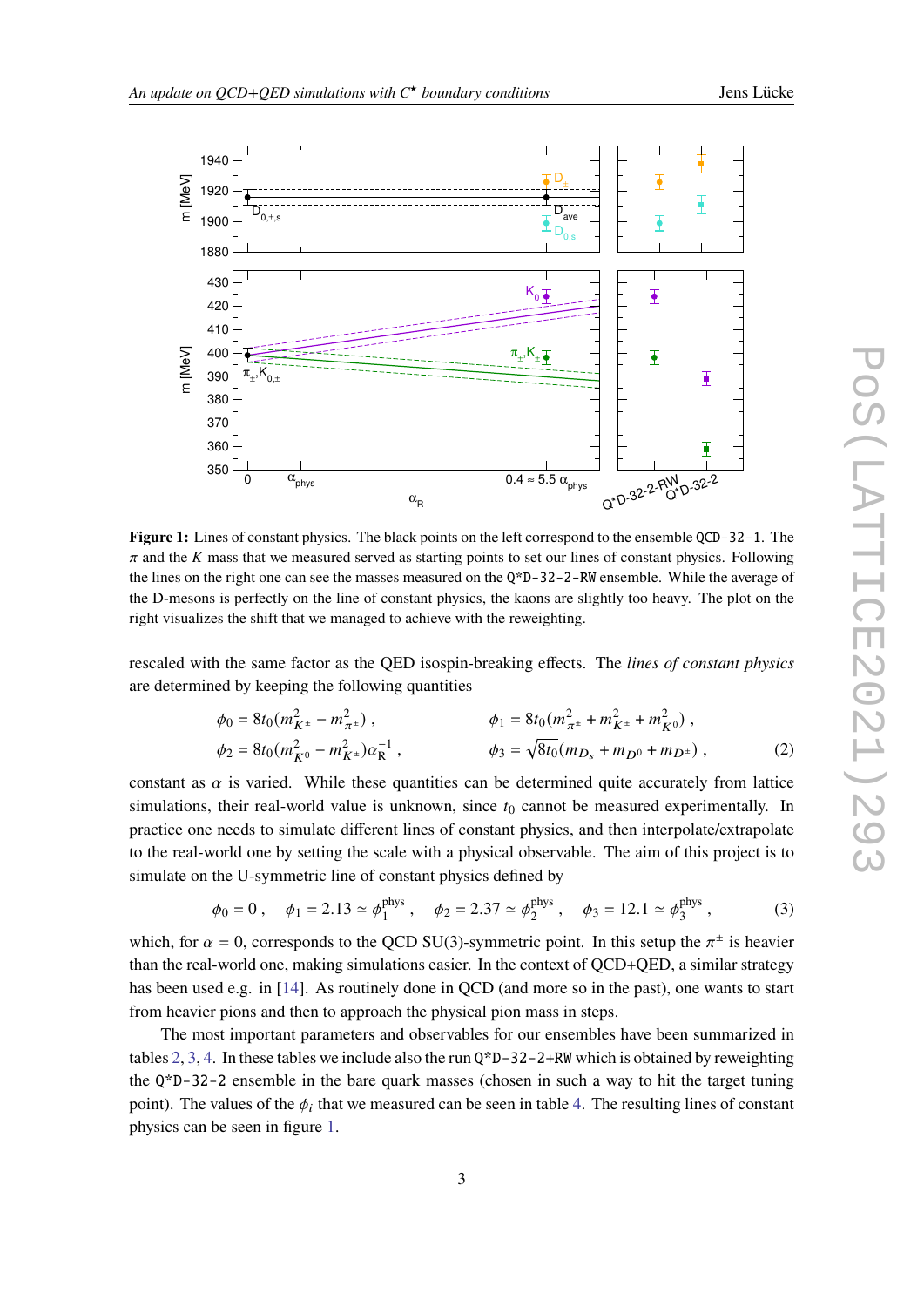**Figure 1:** Lines of constant physics. The black points on the left correspond to the ensemble `QCD-32-1`. The $\pi$ and the $K$ mass that we measured served as starting points to set our lines of constant physics. Following the lines on the right one can see the masses measured on the `Q*D-32-2-RW` ensemble. While the average of the D-mesons is perfectly on the line of constant physics, the kaons are slightly too heavy. The plot on the right visualizes the shift that we managed to achieve with the reweighting.

rescaled with the same factor as the QED isospin-breaking effects. The *lines of constant physics* are determined by keeping the following quantities

$$
\begin{aligned}
\phi_0 &= 8t_0(m_{K^\pm}^2 - m_{\pi^\pm}^2) , & \phi_1 &= 8t_0(m_{\pi^\pm}^2 + m_{K^\pm}^2 + m_{K^0}^2) , \\
\phi_2 &= 8t_0(m_{K^0}^2 - m_{K^\pm}^2)\alpha_R^{-1} , & \phi_3 &= \sqrt{8t_0}(m_{D_s} + m_{D^0} + m_{D^\pm}) ,
\end{aligned} \tag{2}
$$

constant as $\alpha$ is varied. While these quantities can be determined quite accurately from lattice simulations, their real-world value is unknown, since $t_0$ cannot be measured experimentally. In practice one needs to simulate different lines of constant physics, and then interpolate/extrapolate to the real-world one by setting the scale with a physical observable. The aim of this project is to simulate on the U-symmetric line of constant physics defined by

$$
\phi_0 = 0 , \quad \phi_1 = 2.13 \simeq \phi_1^{\text{phys}} , \quad \phi_2 = 2.37 \simeq \phi_2^{\text{phys}} , \quad \phi_3 = 12.1 \simeq \phi_3^{\text{phys}} , \tag{3}
$$

which, for $\alpha = 0$, corresponds to the QCD SU(3)-symmetric point. In this setup the $\pi^\pm$ is heavier than the real-world one, making simulations easier. In the context of QCD+QED, a similar strategy has been used e.g. in [14]. As routinely done in QCD (and more so in the past), one wants to start from heavier pions and then to approach the physical pion mass in steps.

The most important parameters and observables for our ensembles have been summarized in tables 2, 3, 4. In these tables we include also the run `Q*D-32-2+RW` which is obtained by reweighting the `Q*D-32-2` ensemble in the bare quark masses (chosen in such a way to hit the target tuning point). The values of the $\phi_i$ that we measured can be seen in table 4. The resulting lines of constant physics can be seen in figure 1.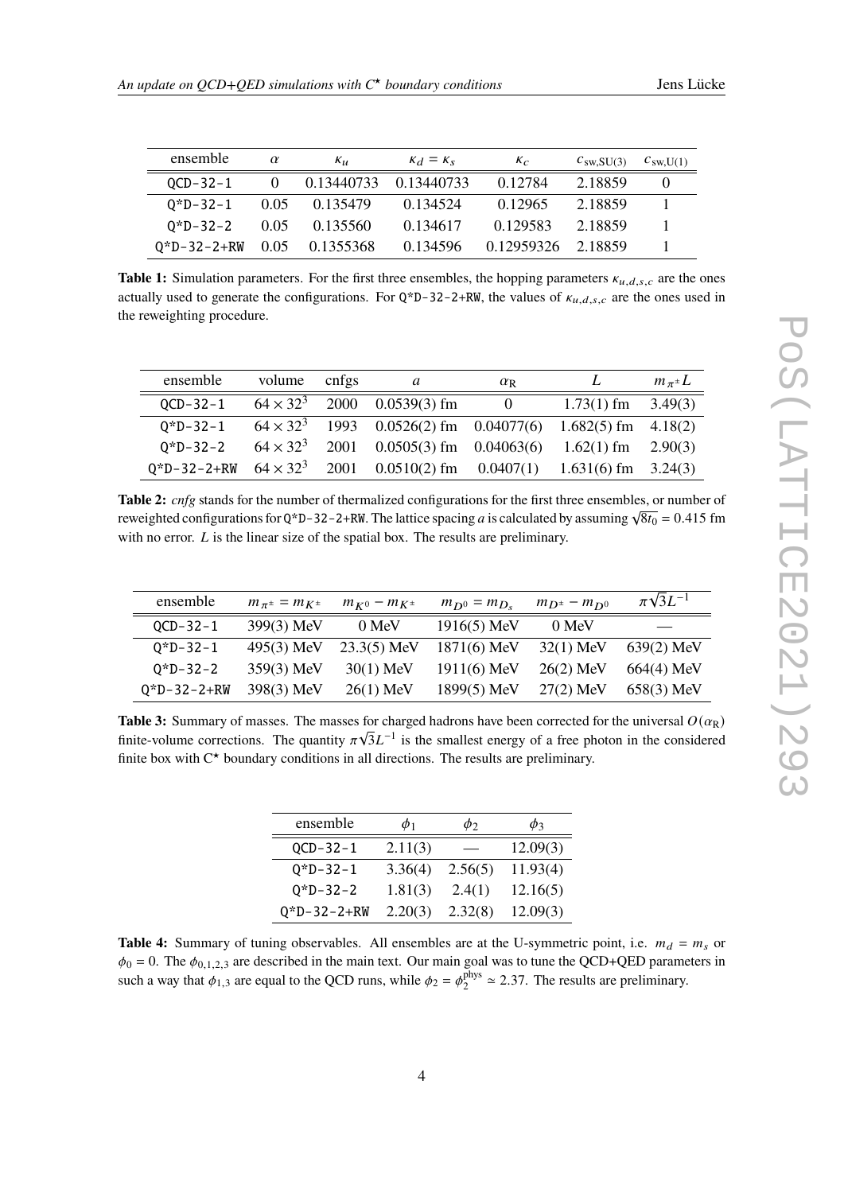| ensemble | $\alpha$ | $\kappa_u$ | $\kappa_d = \kappa_s$ | $\kappa_c$ | $c_{\text{sw,SU(3)}}$ | $c_{\text{sw,U(1)}}$ |
|---|---|---|---|---|---|---|
| QCD-32-1 | 0 | 0.13440733 | 0.13440733 | 0.12784 | 2.18859 | 0 |
| Q*D-32-1 | 0.05 | 0.135479 | 0.134524 | 0.12965 | 2.18859 | 1 |
| Q*D-32-2 | 0.05 | 0.135560 | 0.134617 | 0.129583 | 2.18859 | 1 |
| Q*D-32-2+RW | 0.05 | 0.1355368 | 0.134596 | 0.12959326 | 2.18859 | 1 |

**Table 1:** Simulation parameters. For the first three ensembles, the hopping parameters $\kappa_{u,d,s,c}$ are the ones actually used to generate the configurations. For Q*D-32-2+RW, the values of $\kappa_{u,d,s,c}$ are the ones used in the reweighting procedure.

| ensemble | volume | cnfgs | $a$ | $\alpha_R$ | $L$ | $m_{\pi^\pm} L$ |
|---|---|---|---|---|---|---|
| QCD-32-1 | $64 \times 32^3$ | 2000 | 0.0539(3) fm | 0 | 1.73(1) fm | 3.49(3) |
| Q*D-32-1 | $64 \times 32^3$ | 1993 | 0.0526(2) fm | 0.04077(6) | 1.682(5) fm | 4.18(2) |
| Q*D-32-2 | $64 \times 32^3$ | 2001 | 0.0505(3) fm | 0.04063(6) | 1.62(1) fm | 2.90(3) |
| Q*D-32-2+RW | $64 \times 32^3$ | 2001 | 0.0510(2) fm | 0.0407(1) | 1.631(6) fm | 3.24(3) |

**Table 2:** *cnfg* stands for the number of thermalized configurations for the first three ensembles, or number of reweighted configurations for Q*D-32-2+RW. The lattice spacing $a$ is calculated by assuming $\sqrt{8t_0} = 0.415$ fm with no error. $L$ is the linear size of the spatial box. The results are preliminary.

| ensemble | $m_{\pi^\pm} = m_{K^\pm}$ | $m_{K^0} - m_{K^\pm}$ | $m_{D^0} = m_{D_s}$ | $m_{D^\pm} - m_{D^0}$ | $\pi\sqrt{3}L^{-1}$ |
|---|---|---|---|---|---|
| QCD-32-1 | 399(3) MeV | 0 MeV | 1916(5) MeV | 0 MeV | — |
| Q*D-32-1 | 495(3) MeV | 23.3(5) MeV | 1871(6) MeV | 32(1) MeV | 639(2) MeV |
| Q*D-32-2 | 359(3) MeV | 30(1) MeV | 1911(6) MeV | 26(2) MeV | 664(4) MeV |
| Q*D-32-2+RW | 398(3) MeV | 26(1) MeV | 1899(5) MeV | 27(2) MeV | 658(3) MeV |

**Table 3:** Summary of masses. The masses for charged hadrons have been corrected for the universal $O(\alpha_R)$ finite-volume corrections. The quantity $\pi\sqrt{3}L^{-1}$ is the smallest energy of a free photon in the considered finite box with C$^\star$ boundary conditions in all directions. The results are preliminary.

| ensemble | $\phi_1$ | $\phi_2$ | $\phi_3$ |
|---|---|---|---|
| QCD-32-1 | 2.11(3) | — | 12.09(3) |
| Q*D-32-1 | 3.36(4) | 2.56(5) | 11.93(4) |
| Q*D-32-2 | 1.81(3) | 2.4(1) | 12.16(5) |
| Q*D-32-2+RW | 2.20(3) | 2.32(8) | 12.09(3) |

**Table 4:** Summary of tuning observables. All ensembles are at the U-symmetric point, i.e. $m_d = m_s$ or $\phi_0 = 0$. The $\phi_{0,1,2,3}$ are described in the main text. Our main goal was to tune the QCD+QED parameters in such a way that $\phi_{1,3}$ are equal to the QCD runs, while $\phi_2 = \phi_2^{\text{phys}} \simeq 2.37$. The results are preliminary.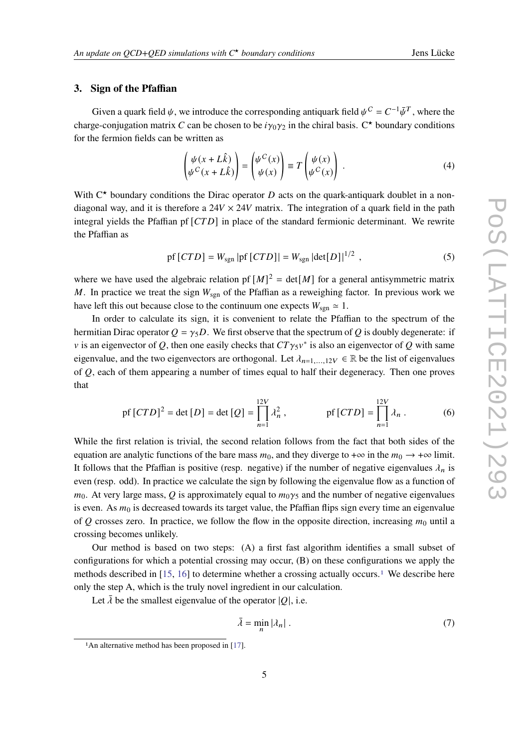## 3. Sign of the Pfaffian

Given a quark field $\psi$, we introduce the corresponding antiquark field $\psi^C = C^{-1}\bar{\psi}^T$, where the charge-conjugation matrix $C$ can be chosen to be $i\gamma_0\gamma_2$ in the chiral basis. C$^\star$ boundary conditions for the fermion fields can be written as

$$\begin{pmatrix} \psi(x+L\hat{k}) \\ \psi^C(x+L\hat{k}) \end{pmatrix} = \begin{pmatrix} \psi^C(x) \\ \psi(x) \end{pmatrix} \equiv T \begin{pmatrix} \psi(x) \\ \psi^C(x) \end{pmatrix} . \tag{4}$$

With C$^\star$ boundary conditions the Dirac operator $D$ acts on the quark-antiquark doublet in a non-diagonal way, and it is therefore a $24V \times 24V$ matrix. The integration of a quark field in the path integral yields the Pfaffian $\mathrm{pf}\,[CTD]$ in place of the standard fermionic determinant. We rewrite the Pfaffian as

$$\mathrm{pf}\,[CTD] = W_{\mathrm{sgn}}\, |\mathrm{pf}\,[CTD]| = W_{\mathrm{sgn}}\, |\det[D]|^{1/2} \ , \tag{5}$$

where we have used the algebraic relation $\mathrm{pf}\,[M]^2 = \det[M]$ for a general antisymmetric matrix $M$. In practice we treat the sign $W_{\mathrm{sgn}}$ of the Pfaffian as a reweighing factor. In previous work we have left this out because close to the continuum one expects $W_{\mathrm{sgn}} \simeq 1$.

In order to calculate its sign, it is convenient to relate the Pfaffian to the spectrum of the hermitian Dirac operator $Q = \gamma_5 D$. We first observe that the spectrum of $Q$ is doubly degenerate: if $v$ is an eigenvector of $Q$, then one easily checks that $CT\gamma_5 v^*$ is also an eigenvector of $Q$ with same eigenvalue, and the two eigenvectors are orthogonal. Let $\lambda_{n=1,\dots,12V} \in \mathbb{R}$ be the list of eigenvalues of $Q$, each of them appearing a number of times equal to half their degeneracy. Then one proves that

$$\mathrm{pf}\,[CTD]^2 = \det\,[D] = \det\,[Q] = \prod_{n=1}^{12V} \lambda_n^2 \ , \qquad\qquad \mathrm{pf}\,[CTD] = \prod_{n=1}^{12V} \lambda_n \ . \tag{6}$$

While the first relation is trivial, the second relation follows from the fact that both sides of the equation are analytic functions of the bare mass $m_0$, and they diverge to $+\infty$ in the $m_0 \to +\infty$ limit. It follows that the Pfaffian is positive (resp. negative) if the number of negative eigenvalues $\lambda_n$ is even (resp. odd). In practice we calculate the sign by following the eigenvalue flow as a function of $m_0$. At very large mass, $Q$ is approximately equal to $m_0\gamma_5$ and the number of negative eigenvalues is even. As $m_0$ is decreased towards its target value, the Pfaffian flips sign every time an eigenvalue of $Q$ crosses zero. In practice, we follow the flow in the opposite direction, increasing $m_0$ until a crossing becomes unlikely.

Our method is based on two steps: (A) a first fast algorithm identifies a small subset of configurations for which a potential crossing may occur, (B) on these configurations we apply the methods described in [15, 16] to determine whether a crossing actually occurs.[1] We describe here only the step A, which is the truly novel ingredient in our calculation.

Let $\bar{\lambda}$ be the smallest eigenvalue of the operator $|Q|$, i.e.

$$\bar{\lambda} = \min_n |\lambda_n| \ . \tag{7}$$

[1] An alternative method has been proposed in [17].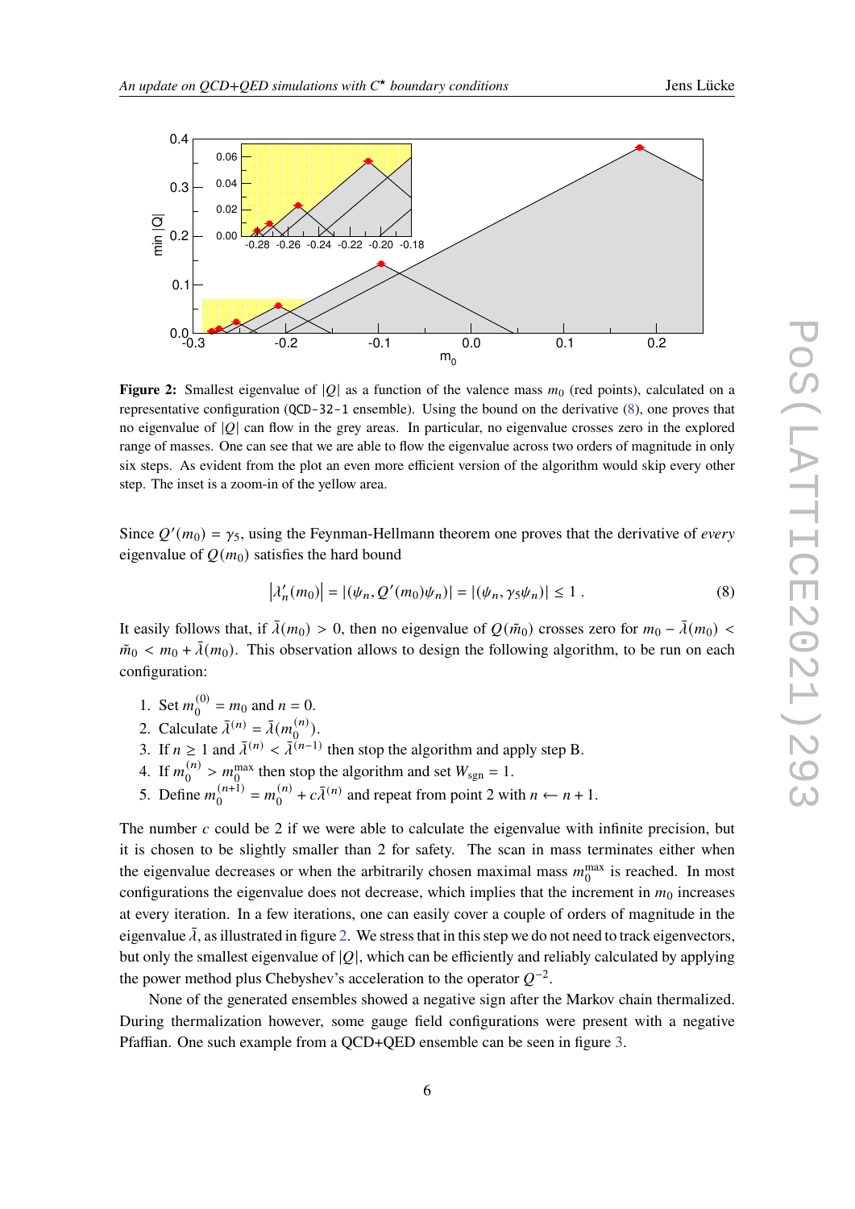**Figure 2:** Smallest eigenvalue of $|Q|$ as a function of the valence mass $m_0$ (red points), calculated on a representative configuration (QCD-32-1 ensemble). Using the bound on the derivative (8), one proves that no eigenvalue of $|Q|$ can flow in the grey areas. In particular, no eigenvalue crosses zero in the explored range of masses. One can see that we are able to flow the eigenvalue across two orders of magnitude in only six steps. As evident from the plot an even more efficient version of the algorithm would skip every other step. The inset is a zoom-in of the yellow area.

Since $Q'(m_0) = \gamma_5$, using the Feynman-Hellmann theorem one proves that the derivative of *every* eigenvalue of $Q(m_0)$ satisfies the hard bound

$$\left|\lambda_n'(m_0)\right| = |(\psi_n, Q'(m_0)\psi_n)| = |(\psi_n, \gamma_5\psi_n)| \leq 1 \ . \tag{8}$$

It easily follows that, if $\bar{\lambda}(m_0) > 0$, then no eigenvalue of $Q(\tilde{m}_0)$ crosses zero for $m_0 - \bar{\lambda}(m_0) < \tilde{m}_0 < m_0 + \bar{\lambda}(m_0)$. This observation allows to design the following algorithm, to be run on each configuration:

1. Set $m_0^{(0)} = m_0$ and $n = 0$.
2. Calculate $\bar{\lambda}^{(n)} = \bar{\lambda}(m_0^{(n)})$.
3. If $n \geq 1$ and $\bar{\lambda}^{(n)} < \bar{\lambda}^{(n-1)}$ then stop the algorithm and apply step B.
4. If $m_0^{(n)} > m_0^{\max}$ then stop the algorithm and set $W_{\text{sgn}} = 1$.
5. Define $m_0^{(n+1)} = m_0^{(n)} + c\bar{\lambda}^{(n)}$ and repeat from point 2 with $n \leftarrow n + 1$.

The number $c$ could be 2 if we were able to calculate the eigenvalue with infinite precision, but it is chosen to be slightly smaller than 2 for safety. The scan in mass terminates either when the eigenvalue decreases or when the arbitrarily chosen maximal mass $m_0^{\max}$ is reached. In most configurations the eigenvalue does not decrease, which implies that the increment in $m_0$ increases at every iteration. In a few iterations, one can easily cover a couple of orders of magnitude in the eigenvalue $\bar{\lambda}$, as illustrated in figure 2. We stress that in this step we do not need to track eigenvectors, but only the smallest eigenvalue of $|Q|$, which can be efficiently and reliably calculated by applying the power method plus Chebyshev's acceleration to the operator $Q^{-2}$.

None of the generated ensembles showed a negative sign after the Markov chain thermalized. During thermalization however, some gauge field configurations were present with a negative Pfaffian. One such example from a QCD+QED ensemble can be seen in figure 3.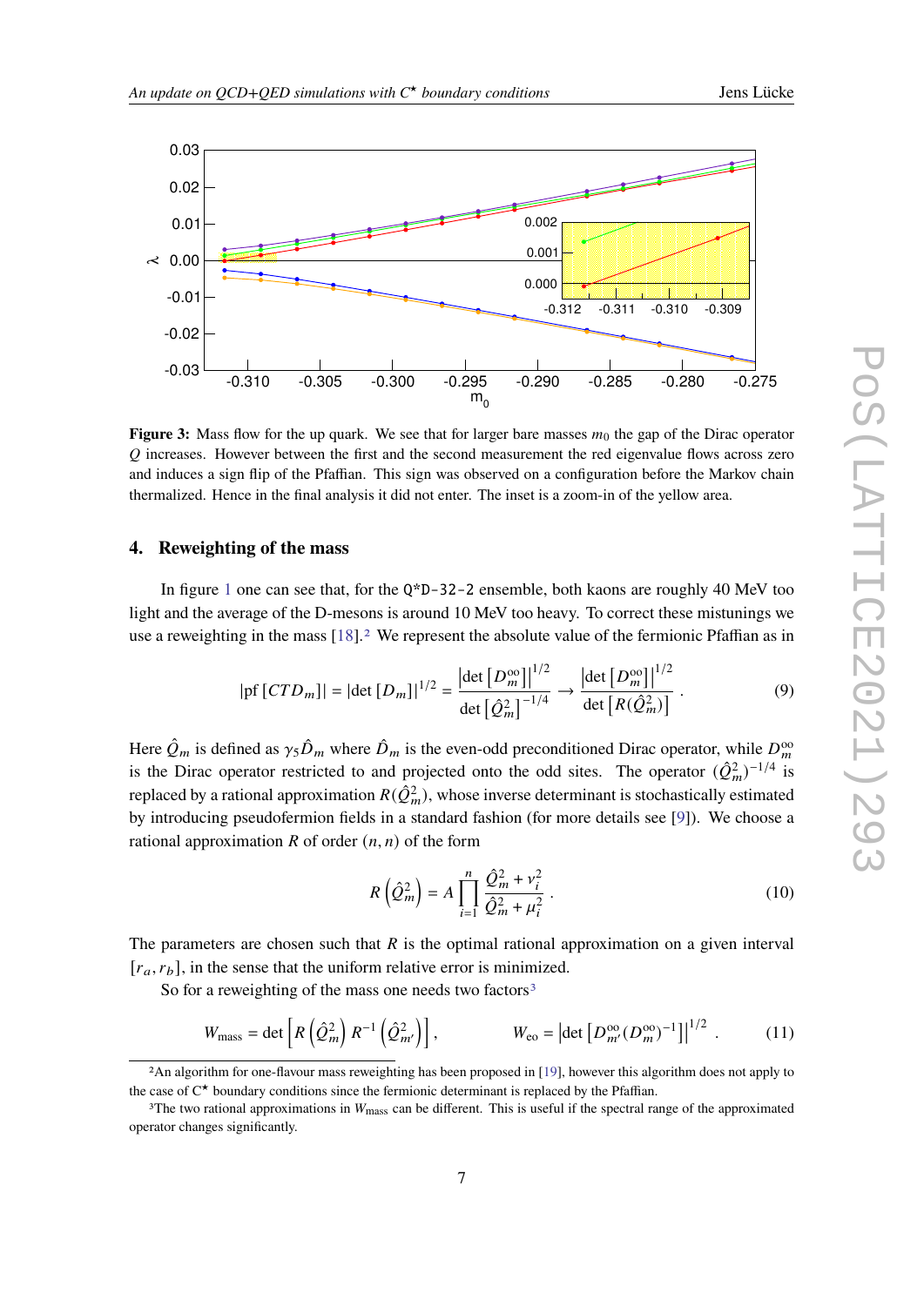**Figure 3:** Mass flow for the up quark. We see that for larger bare masses $m_0$ the gap of the Dirac operator $Q$ increases. However between the first and the second measurement the red eigenvalue flows across zero and induces a sign flip of the Pfaffian. This sign was observed on a configuration before the Markov chain thermalized. Hence in the final analysis it did not enter. The inset is a zoom-in of the yellow area.

## 4. Reweighting of the mass

In figure 1 one can see that, for the `Q*D-32-2` ensemble, both kaons are roughly 40 MeV too light and the average of the D-mesons is around 10 MeV too heavy. To correct these mistunings we use a reweighting in the mass [18].[2] We represent the absolute value of the fermionic Pfaffian as in

$$|\mathrm{pf}\,[CTD_m]| = |\det\,[D_m]|^{1/2} = \frac{\left|\det\left[D_m^{\mathrm{oo}}\right]\right|^{1/2}}{\det\left[\hat{Q}_m^2\right]^{-1/4}} \rightarrow \frac{\left|\det\left[D_m^{\mathrm{oo}}\right]\right|^{1/2}}{\det\left[R(\hat{Q}_m^2)\right]} \,. \tag{9}$$

Here $\hat{Q}_m$ is defined as $\gamma_5 \hat{D}_m$ where $\hat{D}_m$ is the even-odd preconditioned Dirac operator, while $D_m^{\mathrm{oo}}$ is the Dirac operator restricted to and projected onto the odd sites. The operator $(\hat{Q}_m^2)^{-1/4}$ is replaced by a rational approximation $R(\hat{Q}_m^2)$, whose inverse determinant is stochastically estimated by introducing pseudofermion fields in a standard fashion (for more details see [9]). We choose a rational approximation $R$ of order $(n, n)$ of the form

$$R\left(\hat{Q}_m^2\right) = A \prod_{i=1}^{n} \frac{\hat{Q}_m^2 + \nu_i^2}{\hat{Q}_m^2 + \mu_i^2} \,. \tag{10}$$

The parameters are chosen such that $R$ is the optimal rational approximation on a given interval $[r_a, r_b]$, in the sense that the uniform relative error is minimized.

So for a reweighting of the mass one needs two factors[3]

$$W_{\mathrm{mass}} = \det\left[R\left(\hat{Q}_m^2\right) R^{-1}\left(\hat{Q}_{m'}^2\right)\right], \qquad\qquad W_{\mathrm{eo}} = \left|\det\left[D_{m'}^{\mathrm{oo}}(D_m^{\mathrm{oo}})^{-1}\right]\right|^{1/2} \,. \tag{11}$$

[2] An algorithm for one-flavour mass reweighting has been proposed in [19], however this algorithm does not apply to the case of C$^\star$ boundary conditions since the fermionic determinant is replaced by the Pfaffian.

[3] The two rational approximations in $W_{\mathrm{mass}}$ can be different. This is useful if the spectral range of the approximated operator changes significantly.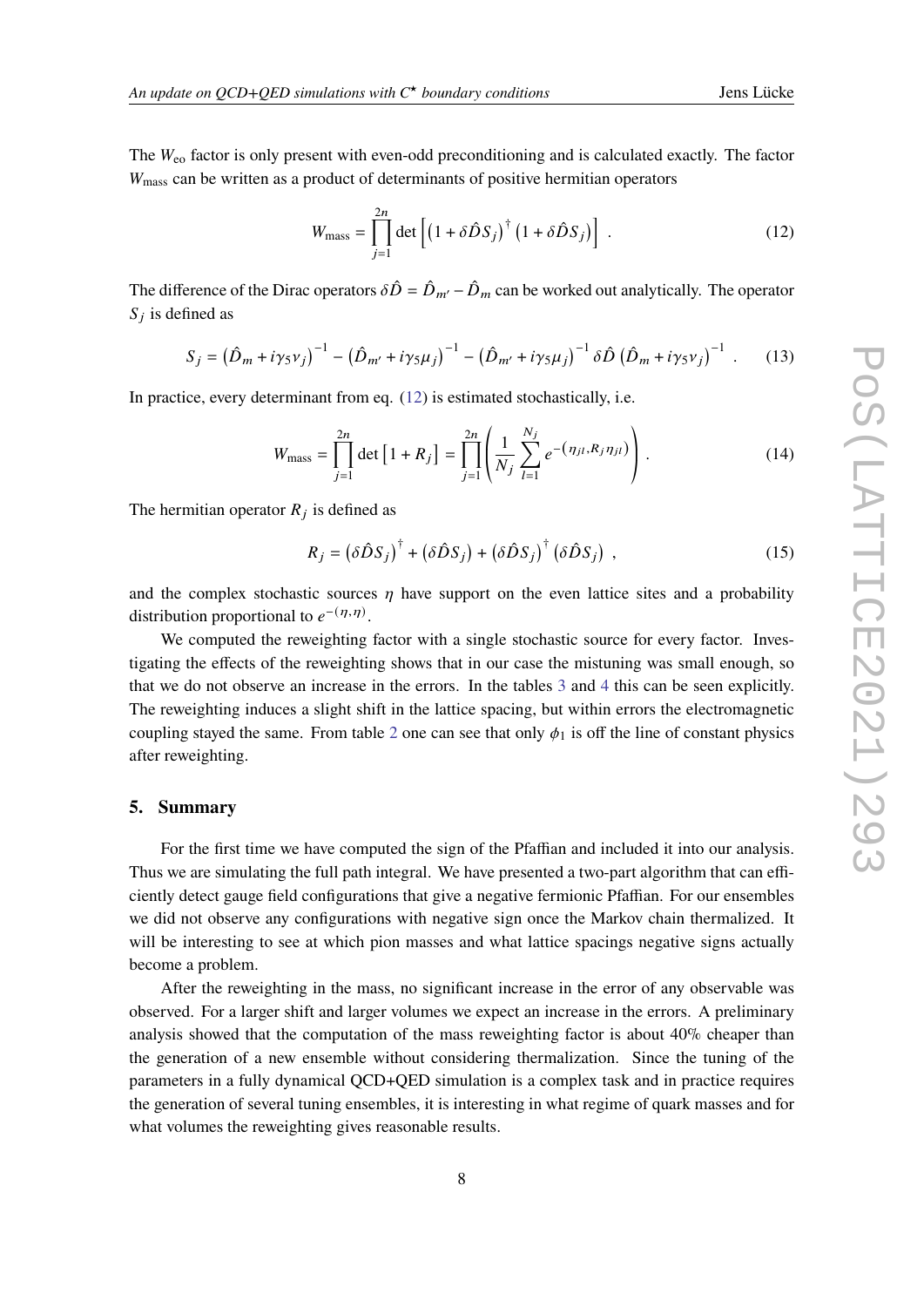The $W_{\text{eo}}$ factor is only present with even-odd preconditioning and is calculated exactly. The factor $W_{\text{mass}}$ can be written as a product of determinants of positive hermitian operators

$$W_{\text{mass}} = \prod_{j=1}^{2n} \det \left[ \left(1 + \delta\hat{D} S_j\right)^\dagger \left(1 + \delta\hat{D} S_j\right) \right] \ . \tag{12}$$

The difference of the Dirac operators $\delta\hat{D} = \hat{D}_{m'} - \hat{D}_m$ can be worked out analytically. The operator $S_j$ is defined as

$$S_j = \left(\hat{D}_m + i\gamma_5 \nu_j\right)^{-1} - \left(\hat{D}_{m'} + i\gamma_5 \mu_j\right)^{-1} - \left(\hat{D}_{m'} + i\gamma_5 \mu_j\right)^{-1} \delta\hat{D} \left(\hat{D}_m + i\gamma_5 \nu_j\right)^{-1} \ . \tag{13}$$

In practice, every determinant from eq. (12) is estimated stochastically, i.e.

$$W_{\text{mass}} = \prod_{j=1}^{2n} \det\left[1 + R_j\right] = \prod_{j=1}^{2n} \left( \frac{1}{N_j} \sum_{l=1}^{N_j} e^{-\left(\eta_{jl}, R_j \eta_{jl}\right)} \right) . \tag{14}$$

The hermitian operator $R_j$ is defined as

$$R_j = \left(\delta\hat{D} S_j\right)^\dagger + \left(\delta\hat{D} S_j\right) + \left(\delta\hat{D} S_j\right)^\dagger \left(\delta\hat{D} S_j\right) \ , \tag{15}$$

and the complex stochastic sources $\eta$ have support on the even lattice sites and a probability distribution proportional to $e^{-(\eta,\eta)}$.

We computed the reweighting factor with a single stochastic source for every factor. Investigating the effects of the reweighting shows that in our case the mistuning was small enough, so that we do not observe an increase in the errors. In the tables 3 and 4 this can be seen explicitly. The reweighting induces a slight shift in the lattice spacing, but within errors the electromagnetic coupling stayed the same. From table 2 one can see that only $\phi_1$ is off the line of constant physics after reweighting.

## 5. Summary

For the first time we have computed the sign of the Pfaffian and included it into our analysis. Thus we are simulating the full path integral. We have presented a two-part algorithm that can efficiently detect gauge field configurations that give a negative fermionic Pfaffian. For our ensembles we did not observe any configurations with negative sign once the Markov chain thermalized. It will be interesting to see at which pion masses and what lattice spacings negative signs actually become a problem.

After the reweighting in the mass, no significant increase in the error of any observable was observed. For a larger shift and larger volumes we expect an increase in the errors. A preliminary analysis showed that the computation of the mass reweighting factor is about 40% cheaper than the generation of a new ensemble without considering thermalization. Since the tuning of the parameters in a fully dynamical QCD+QED simulation is a complex task and in practice requires the generation of several tuning ensembles, it is interesting in what regime of quark masses and for what volumes the reweighting gives reasonable results.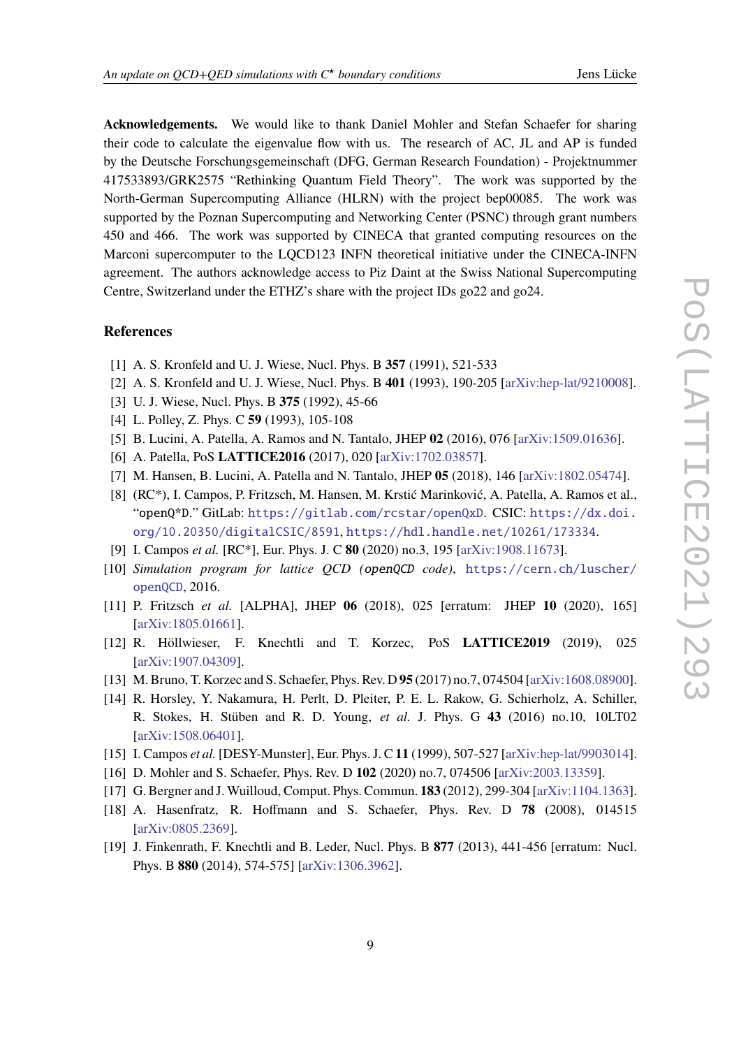**Acknowledgements.** We would like to thank Daniel Mohler and Stefan Schaefer for sharing their code to calculate the eigenvalue flow with us. The research of AC, JL and AP is funded by the Deutsche Forschungsgemeinschaft (DFG, German Research Foundation) - Projektnummer 417533893/GRK2575 "Rethinking Quantum Field Theory". The work was supported by the North-German Supercomputing Alliance (HLRN) with the project bep00085. The work was supported by the Poznan Supercomputing and Networking Center (PSNC) through grant numbers 450 and 466. The work was supported by CINECA that granted computing resources on the Marconi supercomputer to the LQCD123 INFN theoretical initiative under the CINECA-INFN agreement. The authors acknowledge access to Piz Daint at the Swiss National Supercomputing Centre, Switzerland under the ETHZ's share with the project IDs go22 and go24.

## References

[1] A. S. Kronfeld and U. J. Wiese, Nucl. Phys. B **357** (1991), 521-533

[2] A. S. Kronfeld and U. J. Wiese, Nucl. Phys. B **401** (1993), 190-205 [arXiv:hep-lat/9210008].

[3] U. J. Wiese, Nucl. Phys. B **375** (1992), 45-66

[4] L. Polley, Z. Phys. C **59** (1993), 105-108

[5] B. Lucini, A. Patella, A. Ramos and N. Tantalo, JHEP **02** (2016), 076 [arXiv:1509.01636].

[6] A. Patella, PoS **LATTICE2016** (2017), 020 [arXiv:1702.03857].

[7] M. Hansen, B. Lucini, A. Patella and N. Tantalo, JHEP **05** (2018), 146 [arXiv:1802.05474].

[8] (RC*), I. Campos, P. Fritzsch, M. Hansen, M. Krstić Marinković, A. Patella, A. Ramos et al., "openQ*D." GitLab: https://gitlab.com/rcstar/openQxD. CSIC: https://dx.doi.org/10.20350/digitalCSIC/8591, https://hdl.handle.net/10261/173334.

[9] I. Campos *et al.* [RC*], Eur. Phys. J. C **80** (2020) no.3, 195 [arXiv:1908.11673].

[10] *Simulation program for lattice QCD (openQCD code)*, https://cern.ch/luscher/openQCD, 2016.

[11] P. Fritzsch *et al.* [ALPHA], JHEP **06** (2018), 025 [erratum: JHEP **10** (2020), 165] [arXiv:1805.01661].

[12] R. Höllwieser, F. Knechtli and T. Korzec, PoS **LATTICE2019** (2019), 025 [arXiv:1907.04309].

[13] M. Bruno, T. Korzec and S. Schaefer, Phys. Rev. D **95** (2017) no.7, 074504 [arXiv:1608.08900].

[14] R. Horsley, Y. Nakamura, H. Perlt, D. Pleiter, P. E. L. Rakow, G. Schierholz, A. Schiller, R. Stokes, H. Stüben and R. D. Young, *et al.* J. Phys. G **43** (2016) no.10, 10LT02 [arXiv:1508.06401].

[15] I. Campos *et al.* [DESY-Munster], Eur. Phys. J. C **11** (1999), 507-527 [arXiv:hep-lat/9903014].

[16] D. Mohler and S. Schaefer, Phys. Rev. D **102** (2020) no.7, 074506 [arXiv:2003.13359].

[17] G. Bergner and J. Wuilloud, Comput. Phys. Commun. **183** (2012), 299-304 [arXiv:1104.1363].

[18] A. Hasenfratz, R. Hoffmann and S. Schaefer, Phys. Rev. D **78** (2008), 014515 [arXiv:0805.2369].

[19] J. Finkenrath, F. Knechtli and B. Leder, Nucl. Phys. B **877** (2013), 441-456 [erratum: Nucl. Phys. B **880** (2014), 574-575] [arXiv:1306.3962].